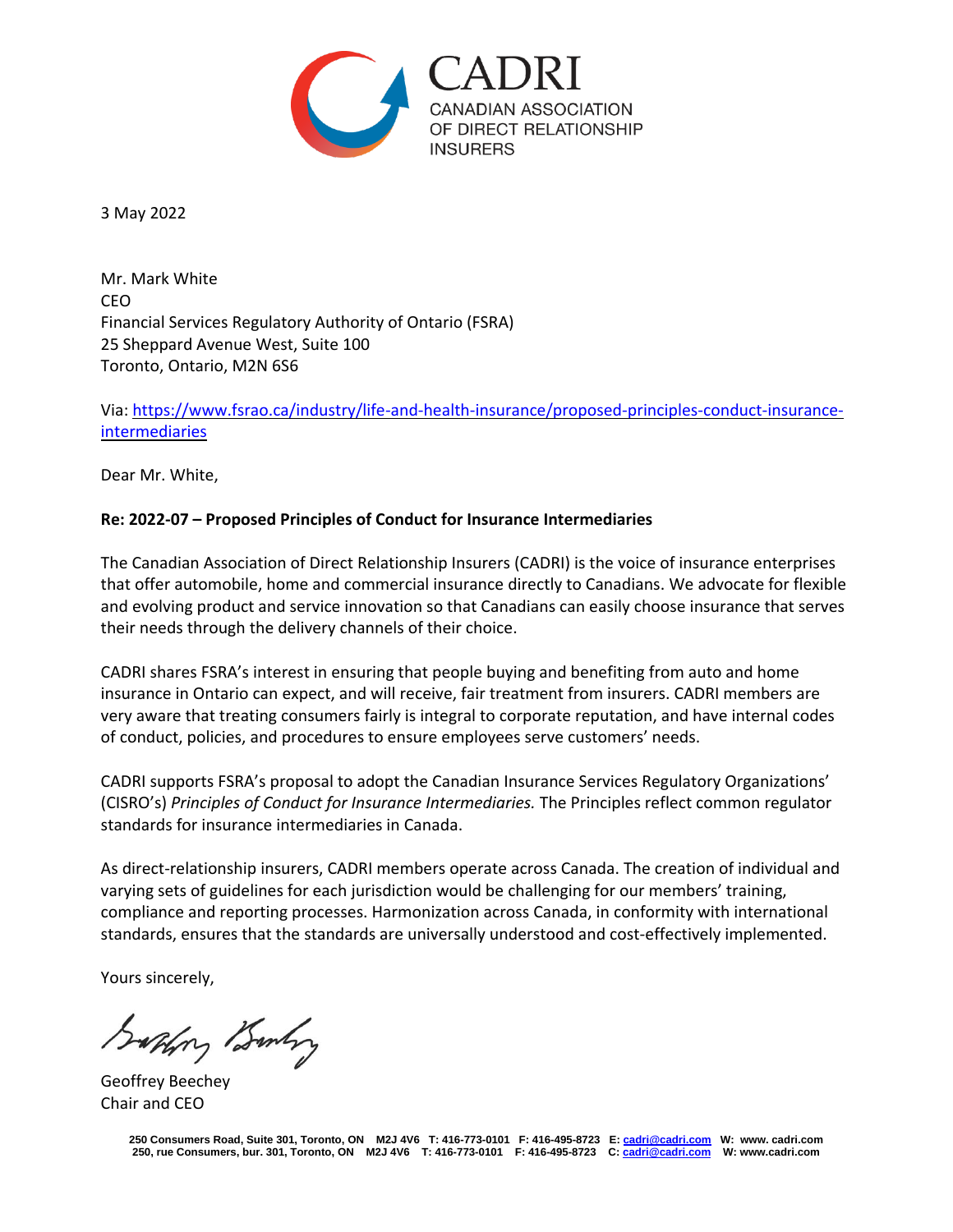CADRI
CANADIAN ASSOCIATION
OF DIRECT RELATIONSHIP
INSURERS

3 May 2022

Mr. Mark White
CEO
Financial Services Regulatory Authority of Ontario (FSRA)
25 Sheppard Avenue West, Suite 100
Toronto, Ontario, M2N 6S6

Via: [https://www.fsrao.ca/industry/life-and-health-insurance/proposed-principles-conduct-insurance-intermediaries](https://www.fsrao.ca/industry/life-and-health-insurance/proposed-principles-conduct-insurance-intermediaries)

Dear Mr. White,

**Re: 2022-07 – Proposed Principles of Conduct for Insurance Intermediaries**

The Canadian Association of Direct Relationship Insurers (CADRI) is the voice of insurance enterprises that offer automobile, home and commercial insurance directly to Canadians. We advocate for flexible and evolving product and service innovation so that Canadians can easily choose insurance that serves their needs through the delivery channels of their choice.

CADRI shares FSRA's interest in ensuring that people buying and benefiting from auto and home insurance in Ontario can expect, and will receive, fair treatment from insurers. CADRI members are very aware that treating consumers fairly is integral to corporate reputation, and have internal codes of conduct, policies, and procedures to ensure employees serve customers' needs.

CADRI supports FSRA's proposal to adopt the Canadian Insurance Services Regulatory Organizations' (CISRO's) *Principles of Conduct for Insurance Intermediaries.* The Principles reflect common regulator standards for insurance intermediaries in Canada.

As direct-relationship insurers, CADRI members operate across Canada. The creation of individual and varying sets of guidelines for each jurisdiction would be challenging for our members' training, compliance and reporting processes. Harmonization across Canada, in conformity with international standards, ensures that the standards are universally understood and cost-effectively implemented.

Yours sincerely,

Geoffrey Beechey
Chair and CEO

250 Consumers Road, Suite 301, Toronto, ON M2J 4V6 T: 416-773-0101 F: 416-495-8723 E: cadri@cadri.com W: www. cadri.com
250, rue Consumers, bur. 301, Toronto, ON M2J 4V6 T: 416-773-0101 F: 416-495-8723 C: cadri@cadri.com W: www.cadri.com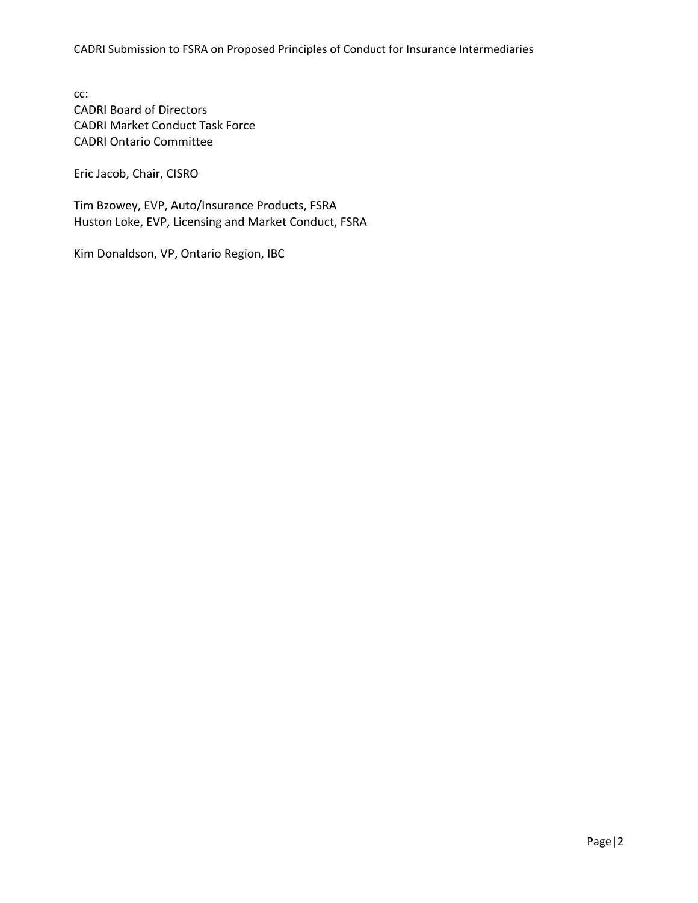cc:
CADRI Board of Directors
CADRI Market Conduct Task Force
CADRI Ontario Committee

Eric Jacob, Chair, CISRO

Tim Bzowey, EVP, Auto/Insurance Products, FSRA
Huston Loke, EVP, Licensing and Market Conduct, FSRA

Kim Donaldson, VP, Ontario Region, IBC